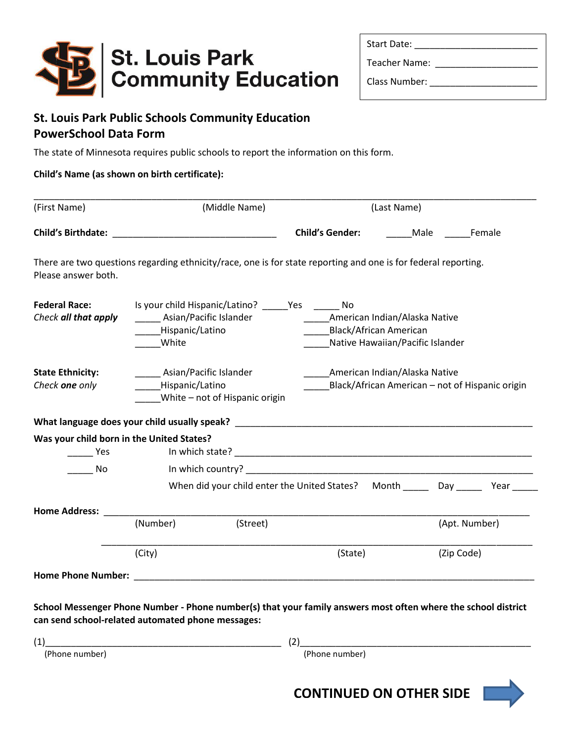# St. Louis Park Community Education

Start Date: ______________________

Teacher Name: ______________________

Class Number: ______________________

## St. Louis Park Public Schools Community Education
## PowerSchool Data Form

The state of Minnesota requires public schools to report the information on this form.

**Child's Name (as shown on birth certificate):**

_______________________________________________________________________________

(First Name) (Middle Name) (Last Name)

**Child's Birthdate:** ______________________________ **Child's Gender:** _____Male _____Female

There are two questions regarding ethnicity/race, one is for state reporting and one is for federal reporting. Please answer both.

**Federal Race:**
*Check **all** that apply*

Is your child Hispanic/Latino? _____Yes _____ No

- _____ Asian/Pacific Islander
- _____Hispanic/Latino
- _____White
- _____American Indian/Alaska Native
- _____Black/African American
- _____Native Hawaiian/Pacific Islander

**State Ethnicity:**
*Check **one** only*

- _____ Asian/Pacific Islander
- _____Hispanic/Latino
- _____White – not of Hispanic origin
- _____American Indian/Alaska Native
- _____Black/African American – not of Hispanic origin

**What language does your child usually speak?** ______________________________________________

**Was your child born in the United States?**

_____ Yes In which state? ______________________________________________

_____ No In which country? ______________________________________________

When did your child enter the United States? Month _____ Day _____ Year _____

**Home Address:** _______________________________________________________________

(Number) (Street) (Apt. Number)

_______________________________________________________________

(City) (State) (Zip Code)

**Home Phone Number:** _______________________________________________________________

**School Messenger Phone Number - Phone number(s) that your family answers most often where the school district can send school-related automated phone messages:**

(1)_____________________________________ (2)_____________________________________

(Phone number) (Phone number)

**CONTINUED ON OTHER SIDE**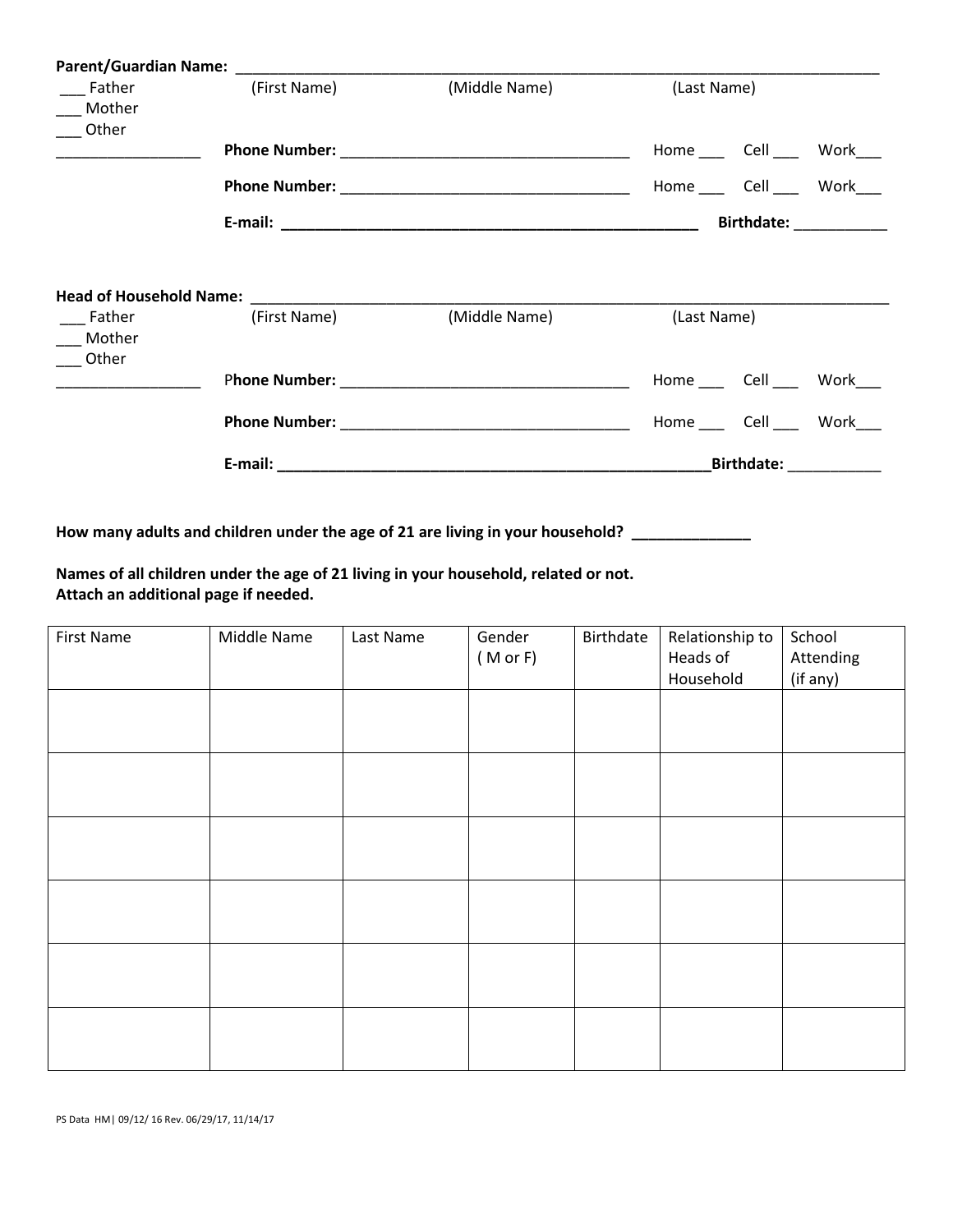**Parent/Guardian Name:** ______________________________________________________________________________

___ Father (First Name) (Middle Name) (Last Name)

___ Mother

___ Other

_________________ **Phone Number:** __________________________________ Home ___ Cell ___ Work___

**Phone Number:** __________________________________ Home ___ Cell ___ Work___

**E-mail:** __________________________________________________ **Birthdate:** ___________

**Head of Household Name:** ______________________________________________________________________________

___ Father (First Name) (Middle Name) (Last Name)

___ Mother

___ Other

_________________ P**hone Number:** __________________________________ Home ___ Cell ___ Work___

**Phone Number:** __________________________________ Home ___ Cell ___ Work___

**E-mail:** ______________________________________________________**Birthdate:** ___________

**How many adults and children under the age of 21 are living in your household? ______________**

**Names of all children under the age of 21 living in your household, related or not.**
**Attach an additional page if needed.**

| First Name | Middle Name | Last Name | Gender ( M or F) | Birthdate | Relationship to Heads of Household | School Attending (if any) |
|---|---|---|---|---|---|---|
| | | | | | | |
| | | | | | | |
| | | | | | | |
| | | | | | | |
| | | | | | | |
| | | | | | | |

PS Data HM| 09/12/ 16 Rev. 06/29/17, 11/14/17